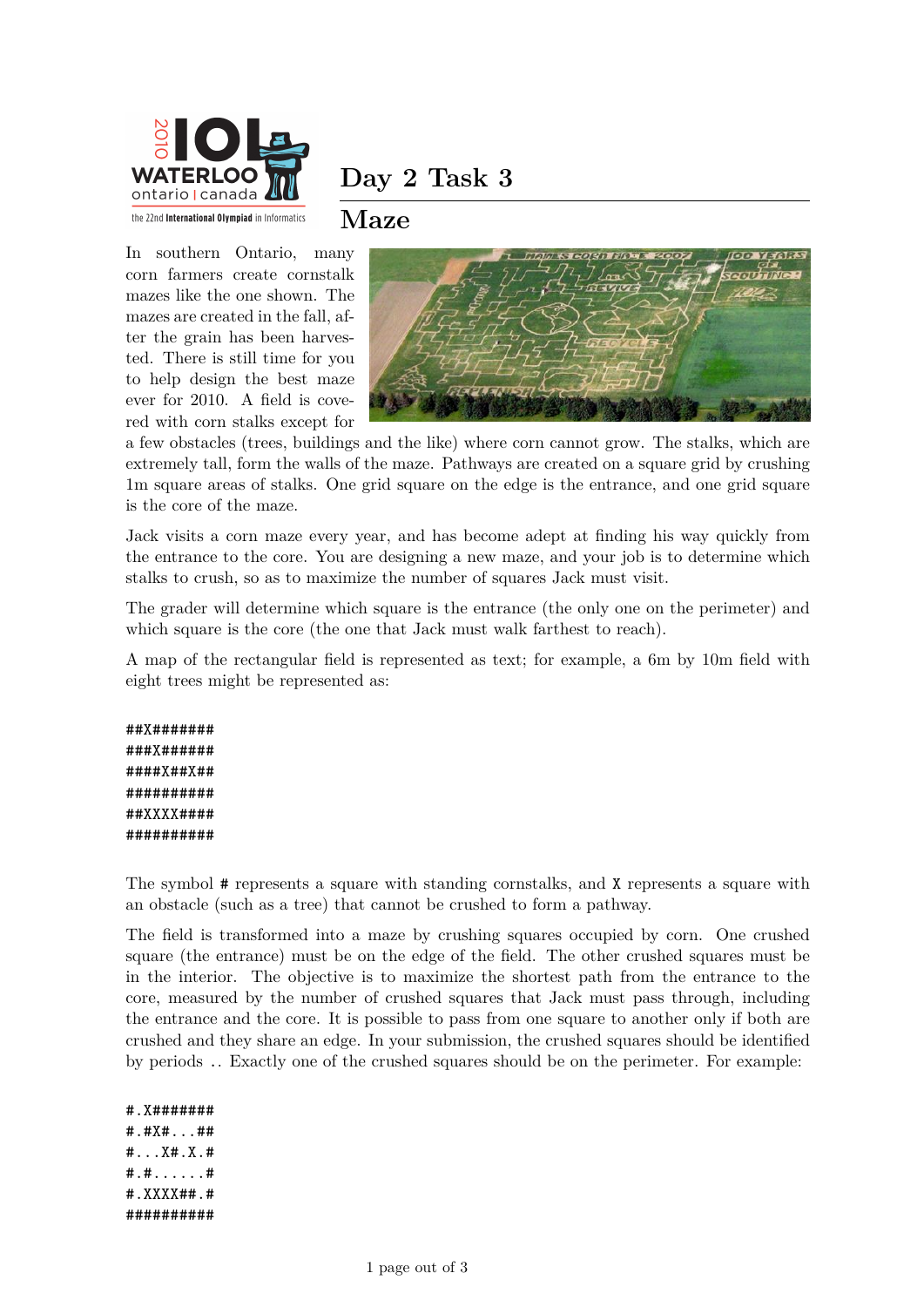# Day 2 Task 3

## Maze

In southern Ontario, many corn farmers create cornstalk mazes like the one shown. The mazes are created in the fall, after the grain has been harvested. There is still time for you to help design the best maze ever for 2010. A field is covered with corn stalks except for a few obstacles (trees, buildings and the like) where corn cannot grow. The stalks, which are extremely tall, form the walls of the maze. Pathways are created on a square grid by crushing 1m square areas of stalks. One grid square on the edge is the entrance, and one grid square is the core of the maze.

Jack visits a corn maze every year, and has become adept at finding his way quickly from the entrance to the core. You are designing a new maze, and your job is to determine which stalks to crush, so as to maximize the number of squares Jack must visit.

The grader will determine which square is the entrance (the only one on the perimeter) and which square is the core (the one that Jack must walk farthest to reach).

A map of the rectangular field is represented as text; for example, a 6m by 10m field with eight trees might be represented as:

```
##X#######
###X######
####X##X##
##########
##XXXX####
##########
```

The symbol # represents a square with standing cornstalks, and X represents a square with an obstacle (such as a tree) that cannot be crushed to form a pathway.

The field is transformed into a maze by crushing squares occupied by corn. One crushed square (the entrance) must be on the edge of the field. The other crushed squares must be in the interior. The objective is to maximize the shortest path from the entrance to the core, measured by the number of crushed squares that Jack must pass through, including the entrance and the core. It is possible to pass from one square to another only if both are crushed and they share an edge. In your submission, the crushed squares should be identified by periods `.`. Exactly one of the crushed squares should be on the perimeter. For example:

```
#.X#######
#.#X#...##
#...X#.X.#
#.#......#
#.XXXX##.#
##########
```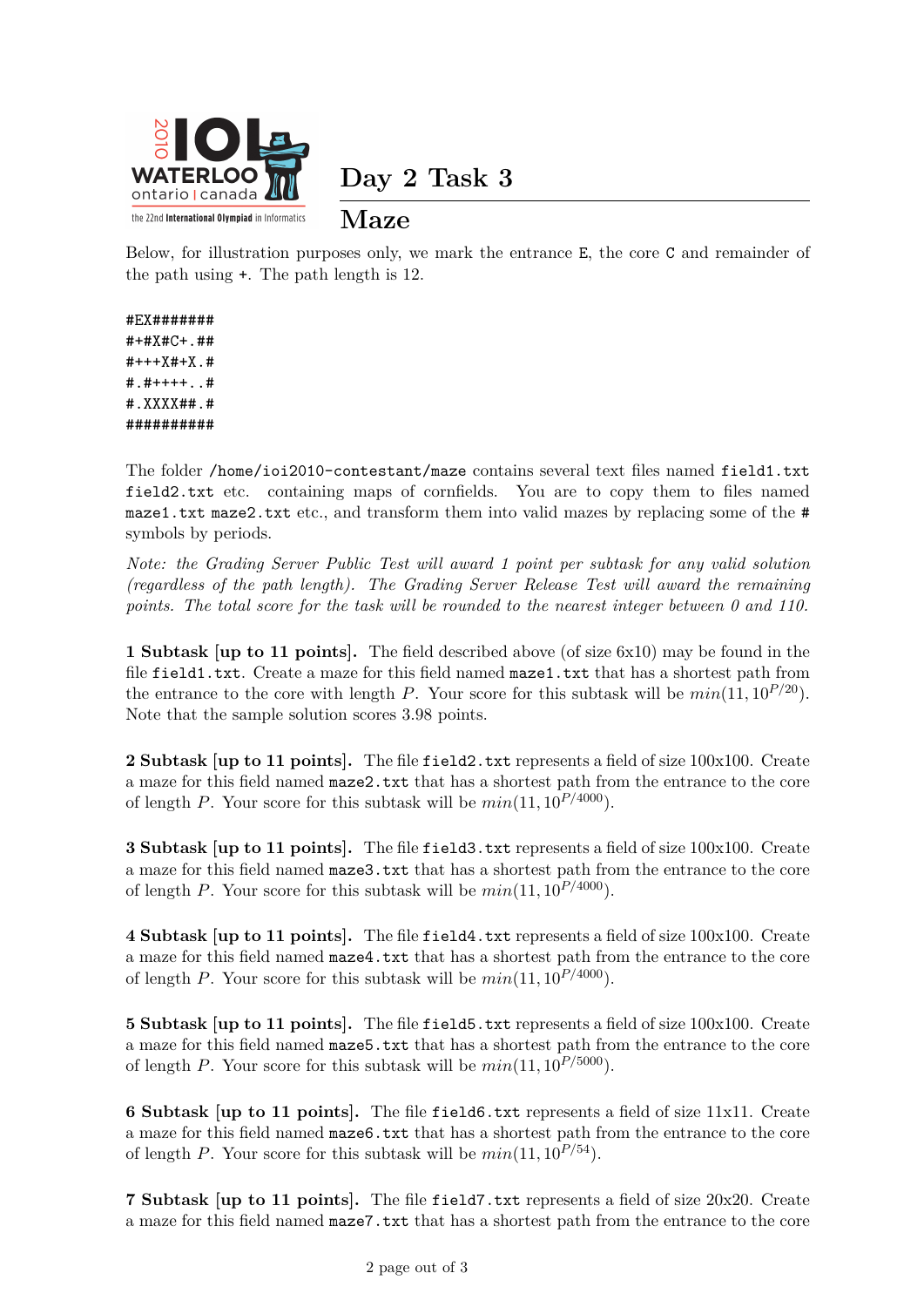Below, for illustration purposes only, we mark the entrance E, the core C and remainder of the path using +. The path length is 12.

```
#EX#######
#+#X#C+.##
#+++X#+X.#
#.#++++..#
#.XXXX##.#
##########
```

The folder /home/ioi2010-contestant/maze contains several text files named field1.txt field2.txt etc. containing maps of cornfields. You are to copy them to files named maze1.txt maze2.txt etc., and transform them into valid mazes by replacing some of the # symbols by periods.

*Note: the Grading Server Public Test will award 1 point per subtask for any valid solution (regardless of the path length). The Grading Server Release Test will award the remaining points. The total score for the task will be rounded to the nearest integer between 0 and 110.*

**1 Subtask [up to 11 points].** The field described above (of size 6x10) may be found in the file field1.txt. Create a maze for this field named maze1.txt that has a shortest path from the entrance to the core with length $P$. Your score for this subtask will be $min(11, 10^{P/20})$. Note that the sample solution scores 3.98 points.

**2 Subtask [up to 11 points].** The file field2.txt represents a field of size 100x100. Create a maze for this field named maze2.txt that has a shortest path from the entrance to the core of length $P$. Your score for this subtask will be $min(11, 10^{P/4000})$.

**3 Subtask [up to 11 points].** The file field3.txt represents a field of size 100x100. Create a maze for this field named maze3.txt that has a shortest path from the entrance to the core of length $P$. Your score for this subtask will be $min(11, 10^{P/4000})$.

**4 Subtask [up to 11 points].** The file field4.txt represents a field of size 100x100. Create a maze for this field named maze4.txt that has a shortest path from the entrance to the core of length $P$. Your score for this subtask will be $min(11, 10^{P/4000})$.

**5 Subtask [up to 11 points].** The file field5.txt represents a field of size 100x100. Create a maze for this field named maze5.txt that has a shortest path from the entrance to the core of length $P$. Your score for this subtask will be $min(11, 10^{P/5000})$.

**6 Subtask [up to 11 points].** The file field6.txt represents a field of size 11x11. Create a maze for this field named maze6.txt that has a shortest path from the entrance to the core of length $P$. Your score for this subtask will be $min(11, 10^{P/54})$.

**7 Subtask [up to 11 points].** The file field7.txt represents a field of size 20x20. Create a maze for this field named maze7.txt that has a shortest path from the entrance to the core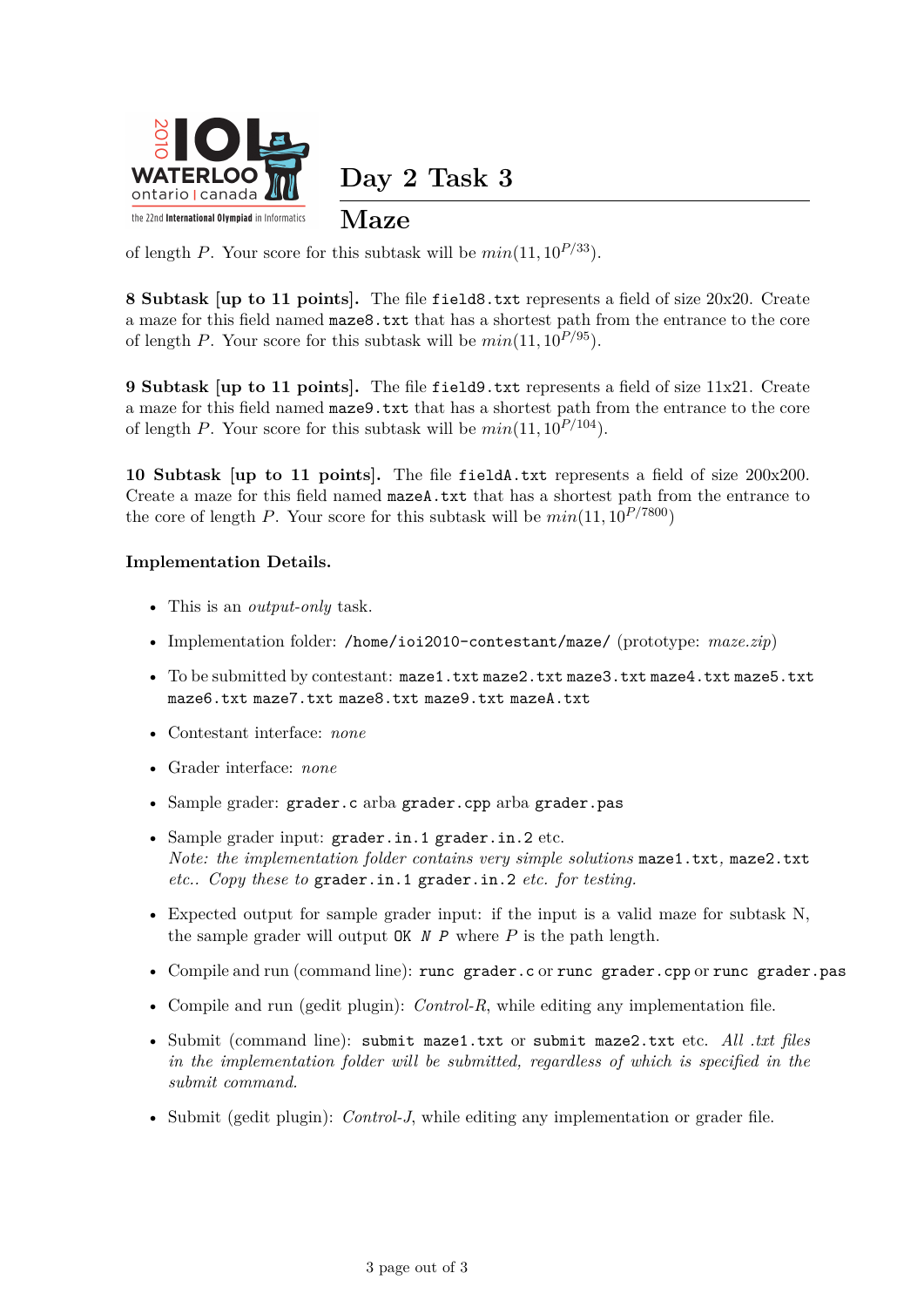of length $P$. Your score for this subtask will be $min(11, 10^{P/33})$.

**8 Subtask [up to 11 points].** The file `field8.txt` represents a field of size 20x20. Create a maze for this field named `maze8.txt` that has a shortest path from the entrance to the core of length $P$. Your score for this subtask will be $min(11, 10^{P/95})$.

**9 Subtask [up to 11 points].** The file `field9.txt` represents a field of size 11x21. Create a maze for this field named `maze9.txt` that has a shortest path from the entrance to the core of length $P$. Your score for this subtask will be $min(11, 10^{P/104})$.

**10 Subtask [up to 11 points].** The file `fieldA.txt` represents a field of size 200x200. Create a maze for this field named `mazeA.txt` that has a shortest path from the entrance to the core of length $P$. Your score for this subtask will be $min(11, 10^{P/7800})$

**Implementation Details.**

- This is an *output-only* task.
- Implementation folder: `/home/ioi2010-contestant/maze/` (prototype: *maze.zip*)
- To be submitted by contestant: `maze1.txt maze2.txt maze3.txt maze4.txt maze5.txt maze6.txt maze7.txt maze8.txt maze9.txt mazeA.txt`
- Contestant interface: *none*
- Grader interface: *none*
- Sample grader: `grader.c` arba `grader.cpp` arba `grader.pas`
- Sample grader input: `grader.in.1 grader.in.2` etc.
  *Note: the implementation folder contains very simple solutions* `maze1.txt`, `maze2.txt` *etc.. Copy these to* `grader.in.1 grader.in.2` *etc. for testing.*
- Expected output for sample grader input: if the input is a valid maze for subtask N, the sample grader will output `OK` *N P* where $P$ is the path length.
- Compile and run (command line): `runc grader.c` or `runc grader.cpp` or `runc grader.pas`
- Compile and run (gedit plugin): *Control-R*, while editing any implementation file.
- Submit (command line): `submit maze1.txt` or `submit maze2.txt` etc. *All .txt files in the implementation folder will be submitted, regardless of which is specified in the submit command.*
- Submit (gedit plugin): *Control-J*, while editing any implementation or grader file.